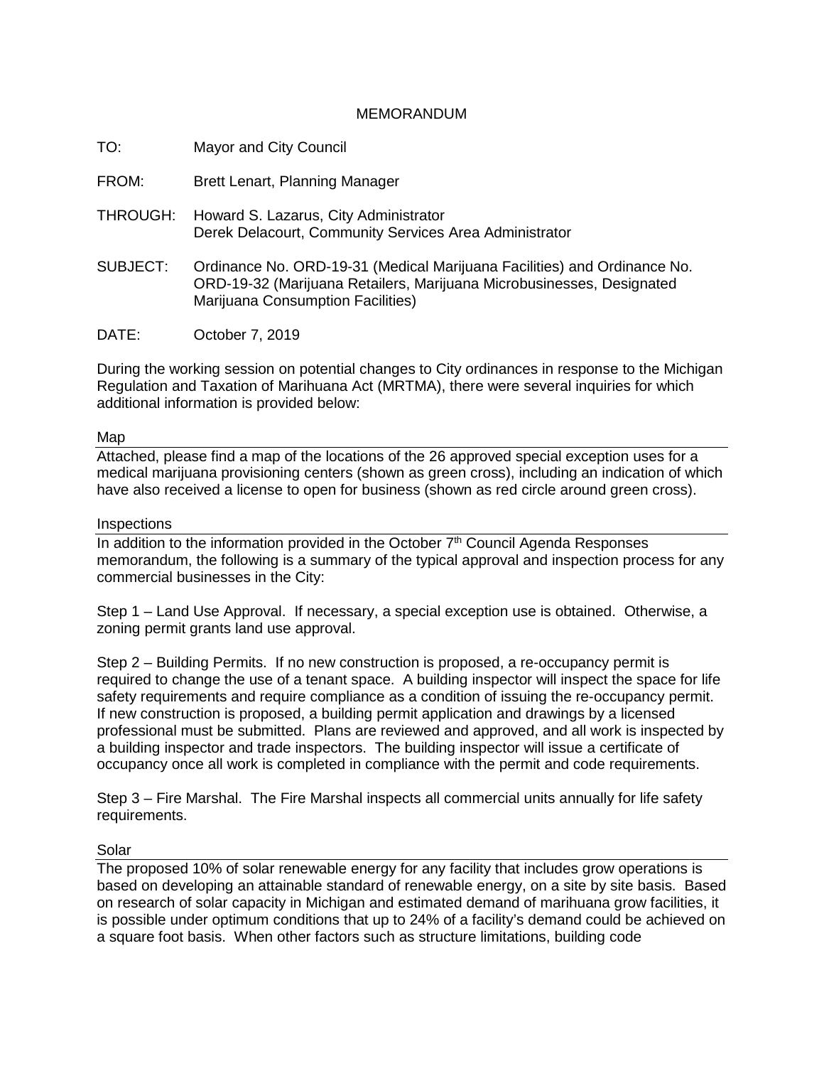MEMORANDUM

TO: Mayor and City Council

FROM: Brett Lenart, Planning Manager

THROUGH: Howard S. Lazarus, City Administrator
Derek Delacourt, Community Services Area Administrator

SUBJECT: Ordinance No. ORD-19-31 (Medical Marijuana Facilities) and Ordinance No. ORD-19-32 (Marijuana Retailers, Marijuana Microbusinesses, Designated Marijuana Consumption Facilities)

DATE: October 7, 2019

During the working session on potential changes to City ordinances in response to the Michigan Regulation and Taxation of Marihuana Act (MRTMA), there were several inquiries for which additional information is provided below:

## Map

Attached, please find a map of the locations of the 26 approved special exception uses for a medical marijuana provisioning centers (shown as green cross), including an indication of which have also received a license to open for business (shown as red circle around green cross).

## Inspections

In addition to the information provided in the October 7th Council Agenda Responses memorandum, the following is a summary of the typical approval and inspection process for any commercial businesses in the City:

Step 1 – Land Use Approval. If necessary, a special exception use is obtained. Otherwise, a zoning permit grants land use approval.

Step 2 – Building Permits. If no new construction is proposed, a re-occupancy permit is required to change the use of a tenant space. A building inspector will inspect the space for life safety requirements and require compliance as a condition of issuing the re-occupancy permit. If new construction is proposed, a building permit application and drawings by a licensed professional must be submitted. Plans are reviewed and approved, and all work is inspected by a building inspector and trade inspectors. The building inspector will issue a certificate of occupancy once all work is completed in compliance with the permit and code requirements.

Step 3 – Fire Marshal. The Fire Marshal inspects all commercial units annually for life safety requirements.

## Solar

The proposed 10% of solar renewable energy for any facility that includes grow operations is based on developing an attainable standard of renewable energy, on a site by site basis. Based on research of solar capacity in Michigan and estimated demand of marihuana grow facilities, it is possible under optimum conditions that up to 24% of a facility's demand could be achieved on a square foot basis. When other factors such as structure limitations, building code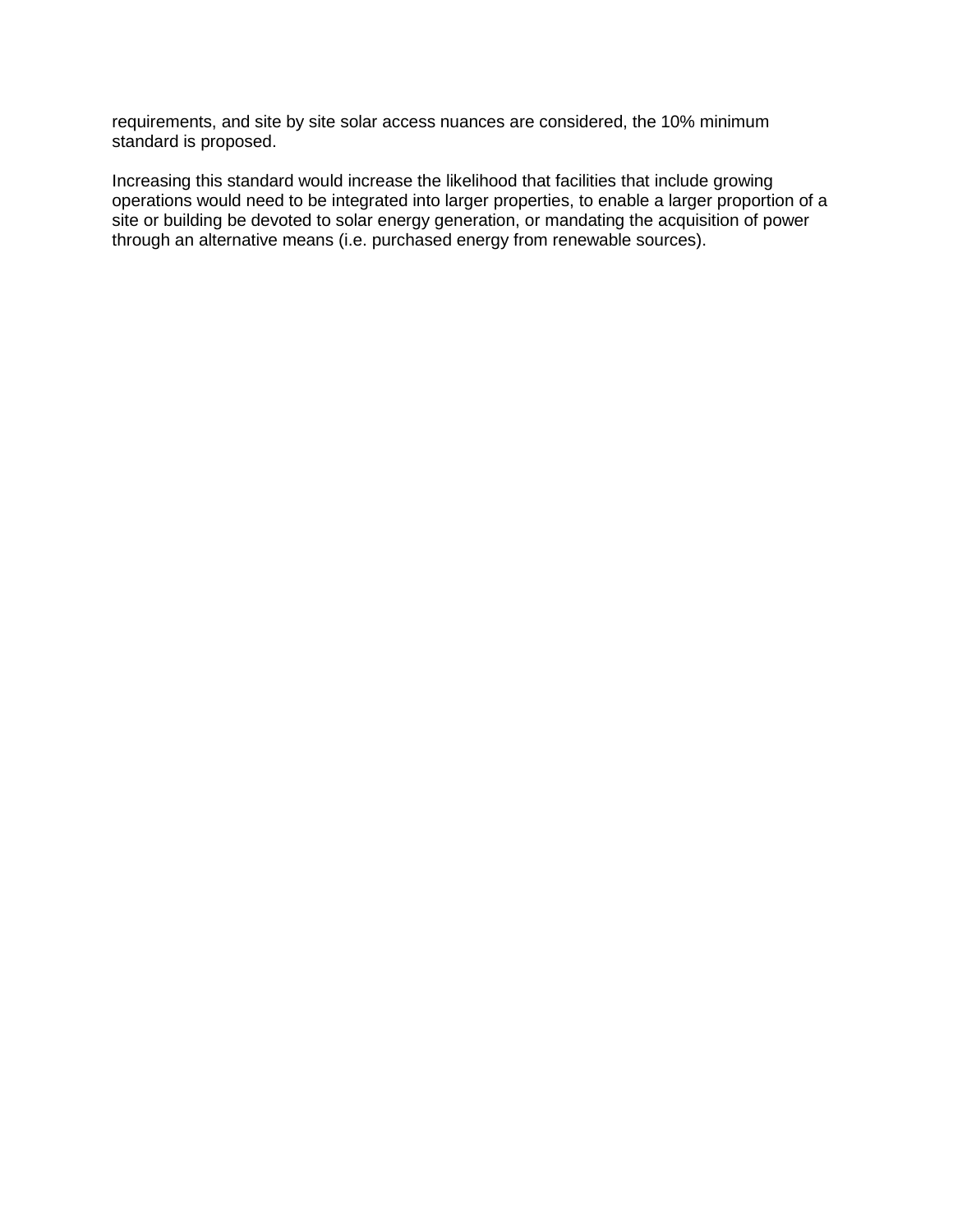requirements, and site by site solar access nuances are considered, the 10% minimum standard is proposed.

Increasing this standard would increase the likelihood that facilities that include growing operations would need to be integrated into larger properties, to enable a larger proportion of a site or building be devoted to solar energy generation, or mandating the acquisition of power through an alternative means (i.e. purchased energy from renewable sources).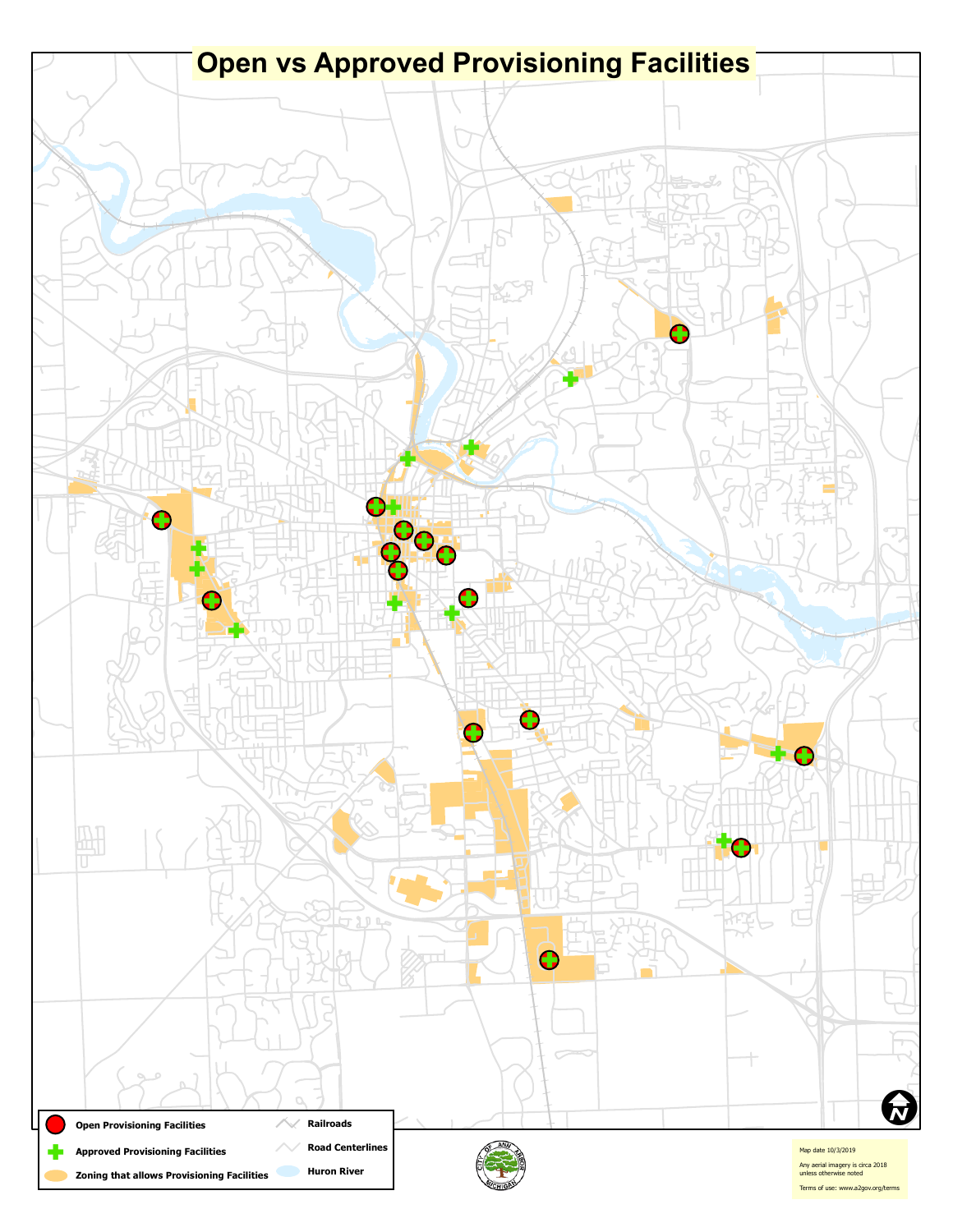# Open vs Approved Provisioning Facilities

Open Provisioning Facilities

Approved Provisioning Facilities

Zoning that allows Provisioning Facilities

Railroads

Road Centerlines

Huron River

CITY OF ANN ARBOR MICHIGAN

Map date 10/3/2019

Any aerial imagery is circa 2018 unless otherwise noted

Terms of use: www.a2gov.org/terms